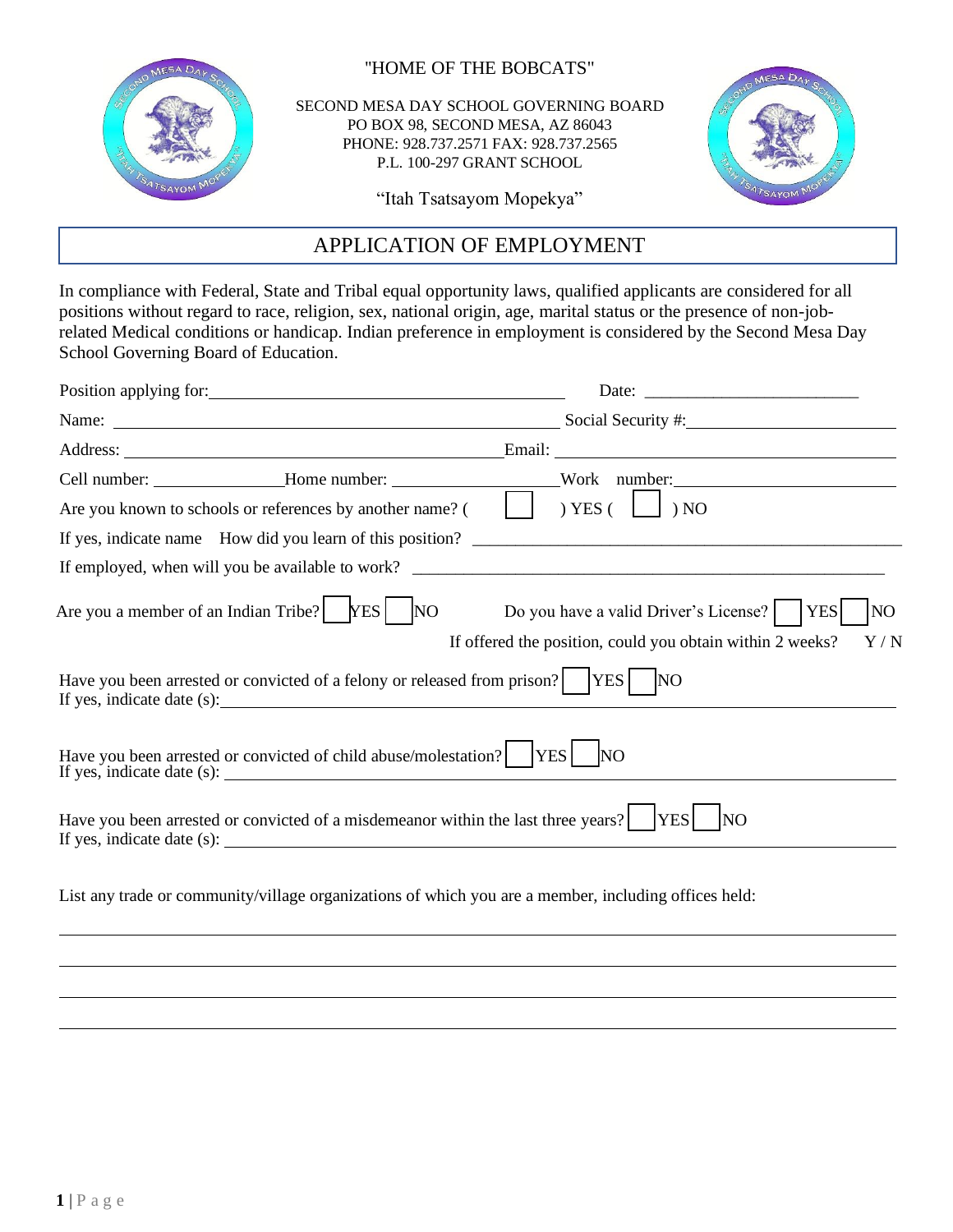"HOME OF THE BOBCATS"

SECOND MESA DAY SCHOOL GOVERNING BOARD
PO BOX 98, SECOND MESA, AZ 86043
PHONE: 928.737.2571 FAX: 928.737.2565
P.L. 100-297 GRANT SCHOOL

"Itah Tsatsayom Mopekya"

# APPLICATION OF EMPLOYMENT

In compliance with Federal, State and Tribal equal opportunity laws, qualified applicants are considered for all positions without regard to race, religion, sex, national origin, age, marital status or the presence of non-job-related Medical conditions or handicap. Indian preference in employment is considered by the Second Mesa Day School Governing Board of Education.

Position applying for: ______________________________ Date: ______________________

Name: ______________________________ Social Security #: ______________________

Address: ______________________________ Email: ______________________

Cell number: ______________ Home number: ______________ Work number: ______________

Are you known to schools or references by another name? ( ☐ ) YES ( ☐ ) NO

If yes, indicate name How did you learn of this position? ______________________________

If employed, when will you be available to work? ______________________________

Are you a member of an Indian Tribe? ☐ YES ☐ NO    Do you have a valid Driver's License? ☐ YES ☐ NO

If offered the position, could you obtain within 2 weeks? Y / N

Have you been arrested or convicted of a felony or released from prison? ☐ YES ☐ NO
If yes, indicate date (s): ______________________________

Have you been arrested or convicted of child abuse/molestation? ☐ YES ☐ NO
If yes, indicate date (s): ______________________________

Have you been arrested or convicted of a misdemeanor within the last three years? ☐ YES ☐ NO
If yes, indicate date (s): ______________________________

List any trade or community/village organizations of which you are a member, including offices held:

______________________________

______________________________

______________________________

______________________________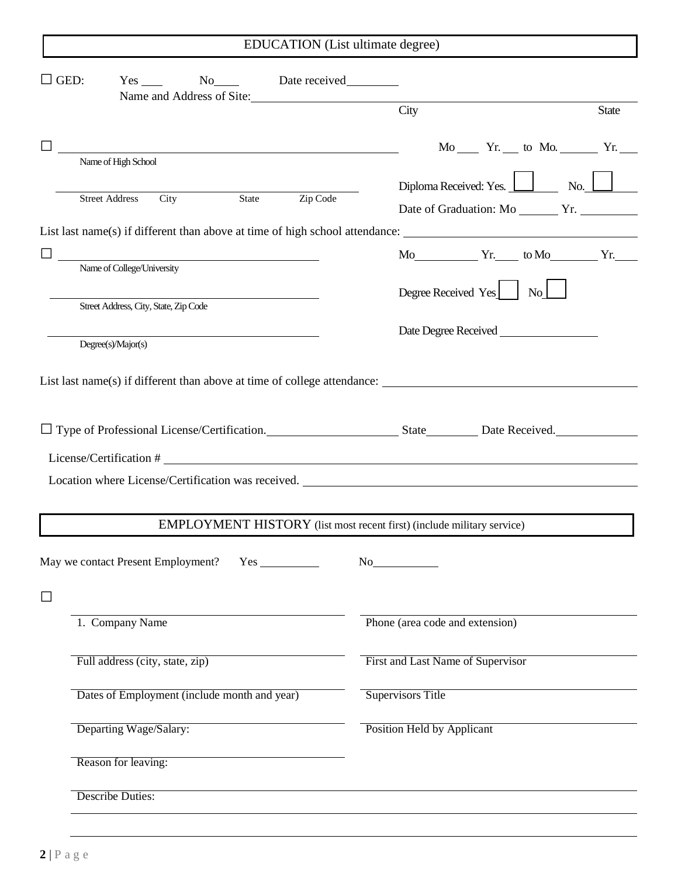## EDUCATION (List ultimate degree)

☐ GED: Yes ____ No____ Date received________

Name and Address of Site: ______________________________________________

City State

☐ ______________________________________________ Mo ____ Yr. ___ to Mo. ______ Yr. ___

Name of High School

______________________________________________ Diploma Received: Yes. ☐ No. ☐

Street Address City State Zip Code

Date of Graduation: Mo ______ Yr. ________

List last name(s) if different than above at time of high school attendance: ______________________________

☐ ______________________________________________ Mo__________ Yr.____ to Mo________ Yr.____

Name of College/University

______________________________________________ Degree Received Yes ☐ No ☐

Street Address, City, State, Zip Code

______________________________________________ Date Degree Received ________________

Degree(s)/Major(s)

List last name(s) if different than above at time of college attendance: ______________________________

☐ Type of Professional License/Certification. ____________________ State________ Date Received. ____________

License/Certification # ______________________________________________

Location where License/Certification was received. ______________________________________________

## EMPLOYMENT HISTORY (list most recent first) (include military service)

May we contact Present Employment? Yes __________ No__________

☐

______________________________ ______________________________

1. Company Name Phone (area code and extension)

______________________________ ______________________________

Full address (city, state, zip) First and Last Name of Supervisor

______________________________ ______________________________

Dates of Employment (include month and year) Supervisors Title

______________________________ ______________________________

Departing Wage/Salary: Position Held by Applicant

______________________________

Reason for leaving:

______________________________________________

Describe Duties:

______________________________________________

______________________________________________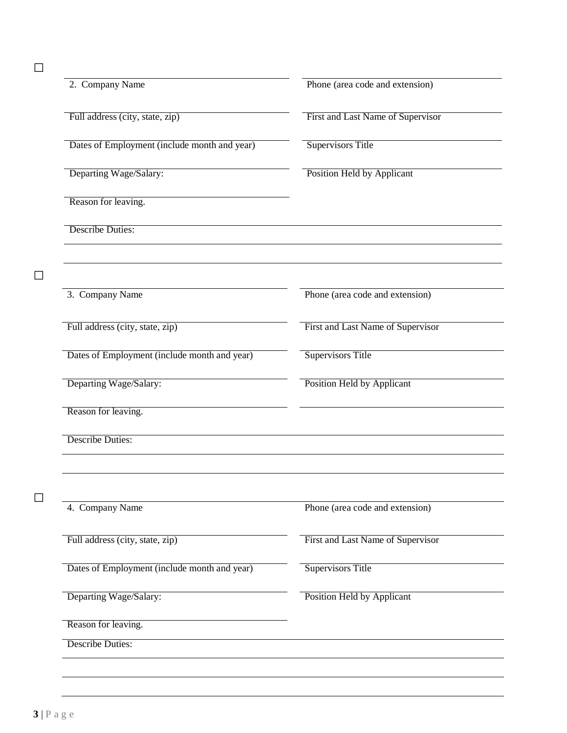☐

| 2. Company Name | Phone (area code and extension) |
|---|---|
| Full address (city, state, zip) | First and Last Name of Supervisor |
| Dates of Employment (include month and year) | Supervisors Title |
| Departing Wage/Salary: | Position Held by Applicant |
| Reason for leaving. | |

Describe Duties:

☐

| 3. Company Name | Phone (area code and extension) |
|---|---|
| Full address (city, state, zip) | First and Last Name of Supervisor |
| Dates of Employment (include month and year) | Supervisors Title |
| Departing Wage/Salary: | Position Held by Applicant |
| Reason for leaving. | |

Describe Duties:

☐

| 4. Company Name | Phone (area code and extension) |
|---|---|
| Full address (city, state, zip) | First and Last Name of Supervisor |
| Dates of Employment (include month and year) | Supervisors Title |
| Departing Wage/Salary: | Position Held by Applicant |
| Reason for leaving. | |

Describe Duties: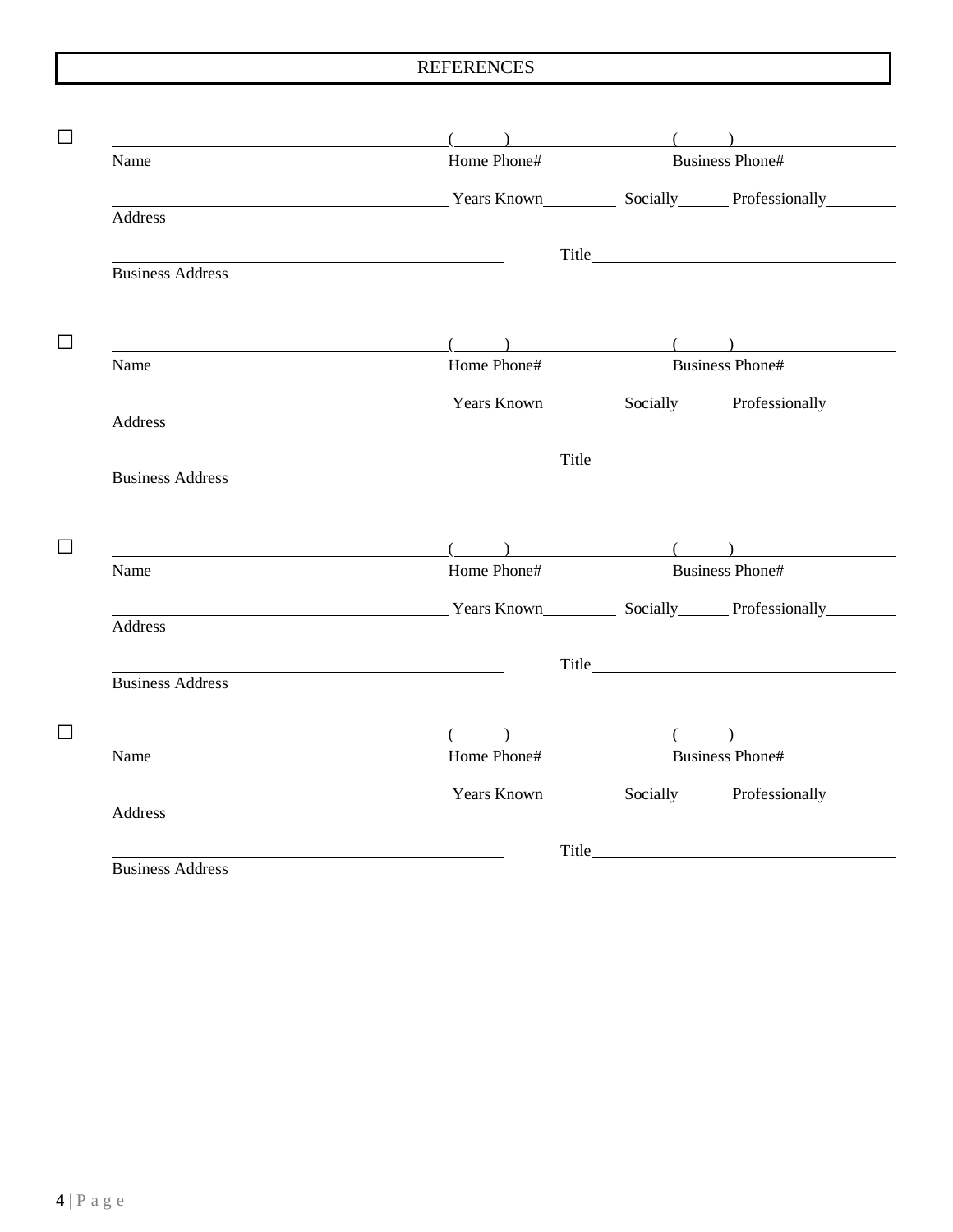## REFERENCES

☐ ______________________________ (____) ______________ (____) ______________
Name Home Phone# Business Phone#

______________________________ Years Known________ Socially______ Professionally________
Address

______________________________ Title______________________________
Business Address

☐ ______________________________ (____) ______________ (____) ______________
Name Home Phone# Business Phone#

______________________________ Years Known________ Socially______ Professionally________
Address

______________________________ Title______________________________
Business Address

☐ ______________________________ (____) ______________ (____) ______________
Name Home Phone# Business Phone#

______________________________ Years Known________ Socially______ Professionally________
Address

______________________________ Title______________________________
Business Address

☐ ______________________________ (____) ______________ (____) ______________
Name Home Phone# Business Phone#

______________________________ Years Known________ Socially______ Professionally________
Address

______________________________ Title______________________________
Business Address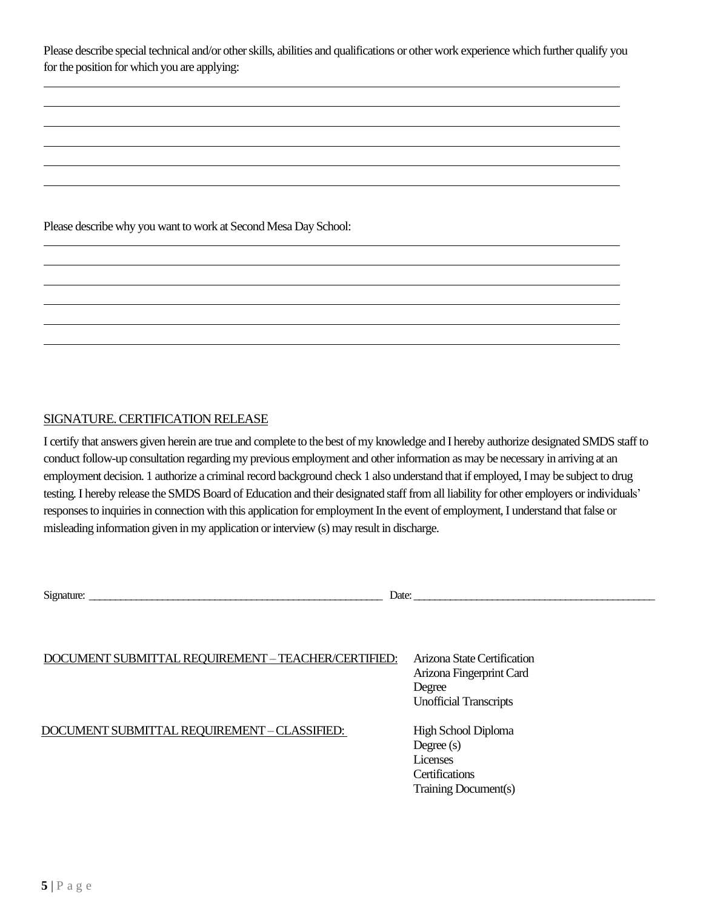Please describe special technical and/or other skills, abilities and qualifications or other work experience which further qualify you for the position for which you are applying:

______________________________________________________________________________________

______________________________________________________________________________________

______________________________________________________________________________________

______________________________________________________________________________________

______________________________________________________________________________________

______________________________________________________________________________________

Please describe why you want to work at Second Mesa Day School:

______________________________________________________________________________________

______________________________________________________________________________________

______________________________________________________________________________________

______________________________________________________________________________________

______________________________________________________________________________________

______________________________________________________________________________________

SIGNATURE. CERTIFICATION RELEASE

I certify that answers given herein are true and complete to the best of my knowledge and I hereby authorize designated SMDS staff to conduct follow-up consultation regarding my previous employment and other information as may be necessary in arriving at an employment decision. 1 authorize a criminal record background check 1 also understand that if employed, I may be subject to drug testing. I hereby release the SMDS Board of Education and their designated staff from all liability for other employers or individuals' responses to inquiries in connection with this application for employment In the event of employment, I understand that false or misleading information given in my application or interview (s) may result in discharge.

Signature: ______________________________________________ Date: ____________________________________________

DOCUMENT SUBMITTAL REQUIREMENT – TEACHER/CERTIFIED:

- Arizona State Certification
- Arizona Fingerprint Card
- Degree
- Unofficial Transcripts

DOCUMENT SUBMITTAL REQUIREMENT – CLASSIFIED:

- High School Diploma
- Degree (s)
- Licenses
- Certifications
- Training Document(s)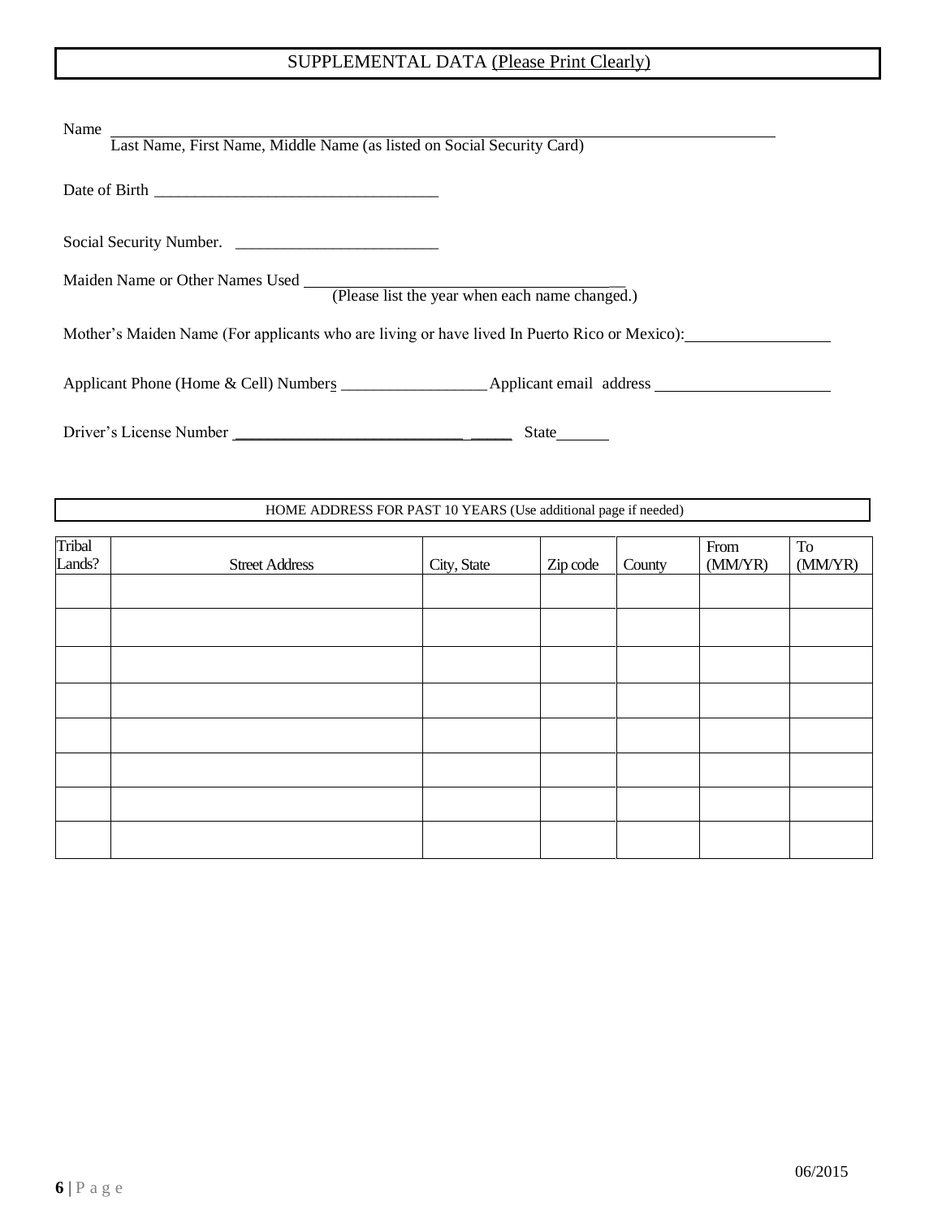## SUPPLEMENTAL DATA (Please Print Clearly)

Name ___________________________________________________________________________
Last Name, First Name, Middle Name (as listed on Social Security Card)

Date of Birth ___________________________________

Social Security Number. _________________________

Maiden Name or Other Names Used _________________________________________
(Please list the year when each name changed.)

Mother's Maiden Name (For applicants who are living or have lived In Puerto Rico or Mexico): __________________

Applicant Phone (Home & Cell) Numbers __________________ Applicant email address ______________________

Driver's License Number ____________________________ _____ State______

### HOME ADDRESS FOR PAST 10 YEARS (Use additional page if needed)

| Tribal Lands? | Street Address | City, State | Zip code | County | From (MM/YR) | To (MM/YR) |
|---|---|---|---|---|---|---|
| | | | | | | |
| | | | | | | |
| | | | | | | |
| | | | | | | |
| | | | | | | |
| | | | | | | |
| | | | | | | |
| | | | | | | |

06/2015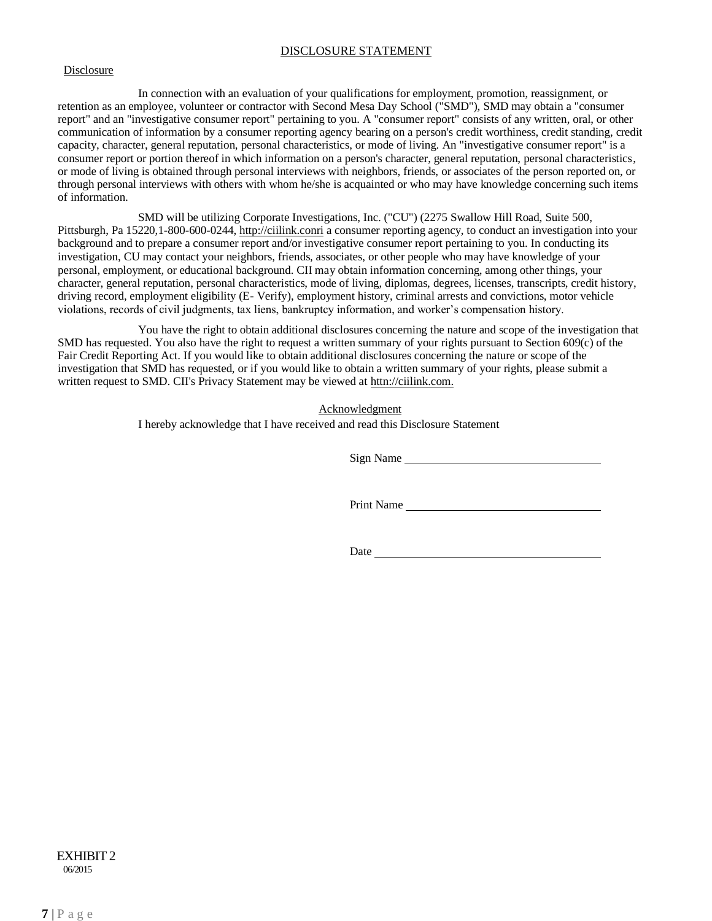# DISCLOSURE STATEMENT

## Disclosure

In connection with an evaluation of your qualifications for employment, promotion, reassignment, or retention as an employee, volunteer or contractor with Second Mesa Day School ("SMD"), SMD may obtain a "consumer report" and an "investigative consumer report" pertaining to you. A "consumer report" consists of any written, oral, or other communication of information by a consumer reporting agency bearing on a person's credit worthiness, credit standing, credit capacity, character, general reputation, personal characteristics, or mode of living. An "investigative consumer report" is a consumer report or portion thereof in which information on a person's character, general reputation, personal characteristics, or mode of living is obtained through personal interviews with neighbors, friends, or associates of the person reported on, or through personal interviews with others with whom he/she is acquainted or who may have knowledge concerning such items of information.

SMD will be utilizing Corporate Investigations, Inc. ("CU") (2275 Swallow Hill Road, Suite 500, Pittsburgh, Pa 15220,1-800-600-0244, http://ciilink.conri a consumer reporting agency, to conduct an investigation into your background and to prepare a consumer report and/or investigative consumer report pertaining to you. In conducting its investigation, CU may contact your neighbors, friends, associates, or other people who may have knowledge of your personal, employment, or educational background. CII may obtain information concerning, among other things, your character, general reputation, personal characteristics, mode of living, diplomas, degrees, licenses, transcripts, credit history, driving record, employment eligibility (E- Verify), employment history, criminal arrests and convictions, motor vehicle violations, records of civil judgments, tax liens, bankruptcy information, and worker's compensation history.

You have the right to obtain additional disclosures concerning the nature and scope of the investigation that SMD has requested. You also have the right to request a written summary of your rights pursuant to Section 609(c) of the Fair Credit Reporting Act. If you would like to obtain additional disclosures concerning the nature or scope of the investigation that SMD has requested, or if you would like to obtain a written summary of your rights, please submit a written request to SMD. CII's Privacy Statement may be viewed at httn://ciilink.com.

## Acknowledgment

I hereby acknowledge that I have received and read this Disclosure Statement

Sign Name ________________________________

Print Name ________________________________

Date ________________________________

EXHIBIT 2
06/2015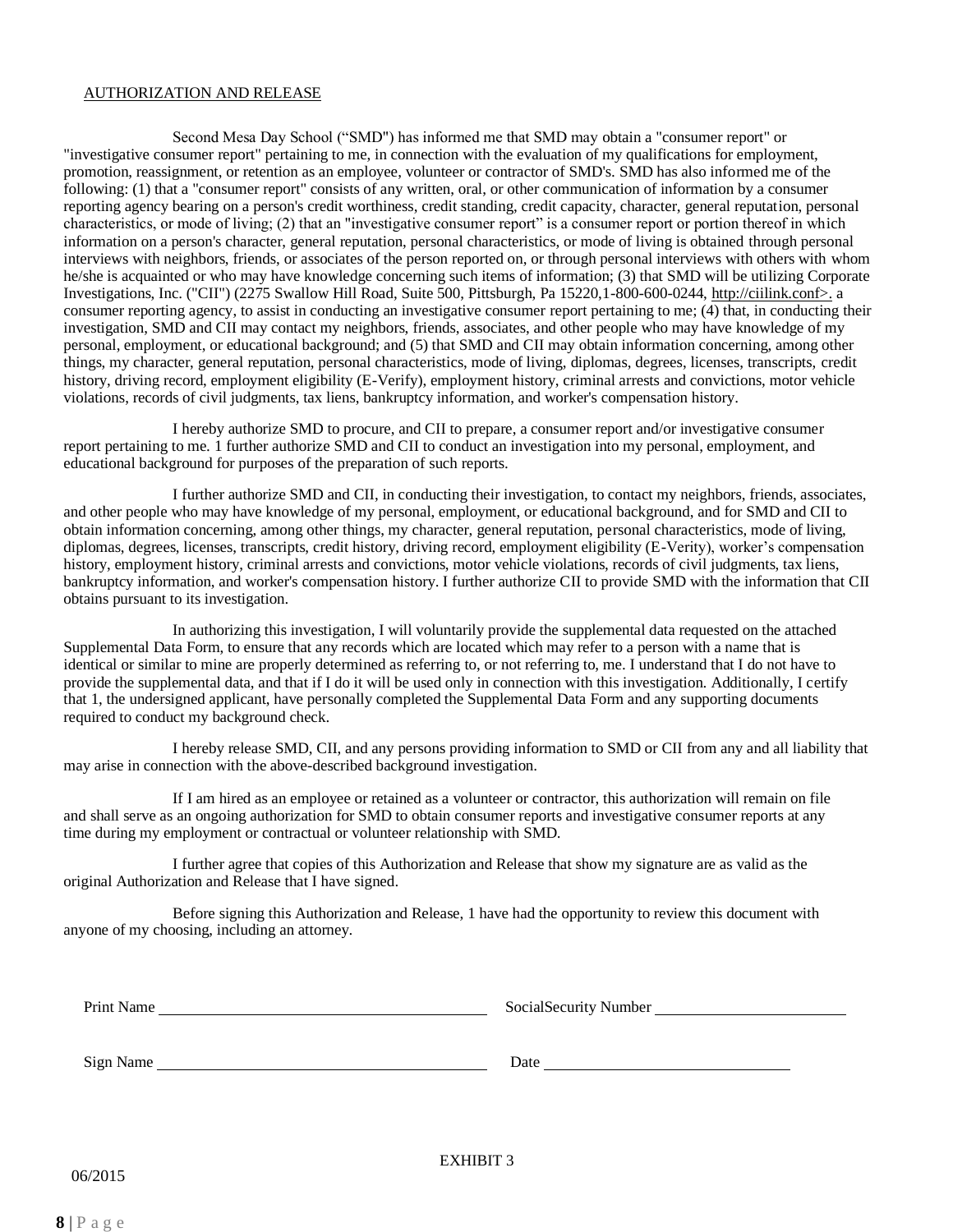AUTHORIZATION AND RELEASE

Second Mesa Day School ("SMD") has informed me that SMD may obtain a "consumer report" or "investigative consumer report" pertaining to me, in connection with the evaluation of my qualifications for employment, promotion, reassignment, or retention as an employee, volunteer or contractor of SMD's. SMD has also informed me of the following: (1) that a "consumer report" consists of any written, oral, or other communication of information by a consumer reporting agency bearing on a person's credit worthiness, credit standing, credit capacity, character, general reputation, personal characteristics, or mode of living; (2) that an "investigative consumer report" is a consumer report or portion thereof in which information on a person's character, general reputation, personal characteristics, or mode of living is obtained through personal interviews with neighbors, friends, or associates of the person reported on, or through personal interviews with others with whom he/she is acquainted or who may have knowledge concerning such items of information; (3) that SMD will be utilizing Corporate Investigations, Inc. ("CII") (2275 Swallow Hill Road, Suite 500, Pittsburgh, Pa 15220,1-800-600-0244, http://ciilink.conf>. a consumer reporting agency, to assist in conducting an investigative consumer report pertaining to me; (4) that, in conducting their investigation, SMD and CII may contact my neighbors, friends, associates, and other people who may have knowledge of my personal, employment, or educational background; and (5) that SMD and CII may obtain information concerning, among other things, my character, general reputation, personal characteristics, mode of living, diplomas, degrees, licenses, transcripts, credit history, driving record, employment eligibility (E-Verify), employment history, criminal arrests and convictions, motor vehicle violations, records of civil judgments, tax liens, bankruptcy information, and worker's compensation history.

I hereby authorize SMD to procure, and CII to prepare, a consumer report and/or investigative consumer report pertaining to me. 1 further authorize SMD and CII to conduct an investigation into my personal, employment, and educational background for purposes of the preparation of such reports.

I further authorize SMD and CII, in conducting their investigation, to contact my neighbors, friends, associates, and other people who may have knowledge of my personal, employment, or educational background, and for SMD and CII to obtain information concerning, among other things, my character, general reputation, personal characteristics, mode of living, diplomas, degrees, licenses, transcripts, credit history, driving record, employment eligibility (E-Verity), worker's compensation history, employment history, criminal arrests and convictions, motor vehicle violations, records of civil judgments, tax liens, bankruptcy information, and worker's compensation history. I further authorize CII to provide SMD with the information that CII obtains pursuant to its investigation.

In authorizing this investigation, I will voluntarily provide the supplemental data requested on the attached Supplemental Data Form, to ensure that any records which are located which may refer to a person with a name that is identical or similar to mine are properly determined as referring to, or not referring to, me. I understand that I do not have to provide the supplemental data, and that if I do it will be used only in connection with this investigation. Additionally, I certify that 1, the undersigned applicant, have personally completed the Supplemental Data Form and any supporting documents required to conduct my background check.

I hereby release SMD, CII, and any persons providing information to SMD or CII from any and all liability that may arise in connection with the above-described background investigation.

If I am hired as an employee or retained as a volunteer or contractor, this authorization will remain on file and shall serve as an ongoing authorization for SMD to obtain consumer reports and investigative consumer reports at any time during my employment or contractual or volunteer relationship with SMD.

I further agree that copies of this Authorization and Release that show my signature are as valid as the original Authorization and Release that I have signed.

Before signing this Authorization and Release, 1 have had the opportunity to review this document with anyone of my choosing, including an attorney.

Print Name ______________________________ SocialSecurity Number ____________________

Sign Name ______________________________ Date ________________________

EXHIBIT 3

06/2015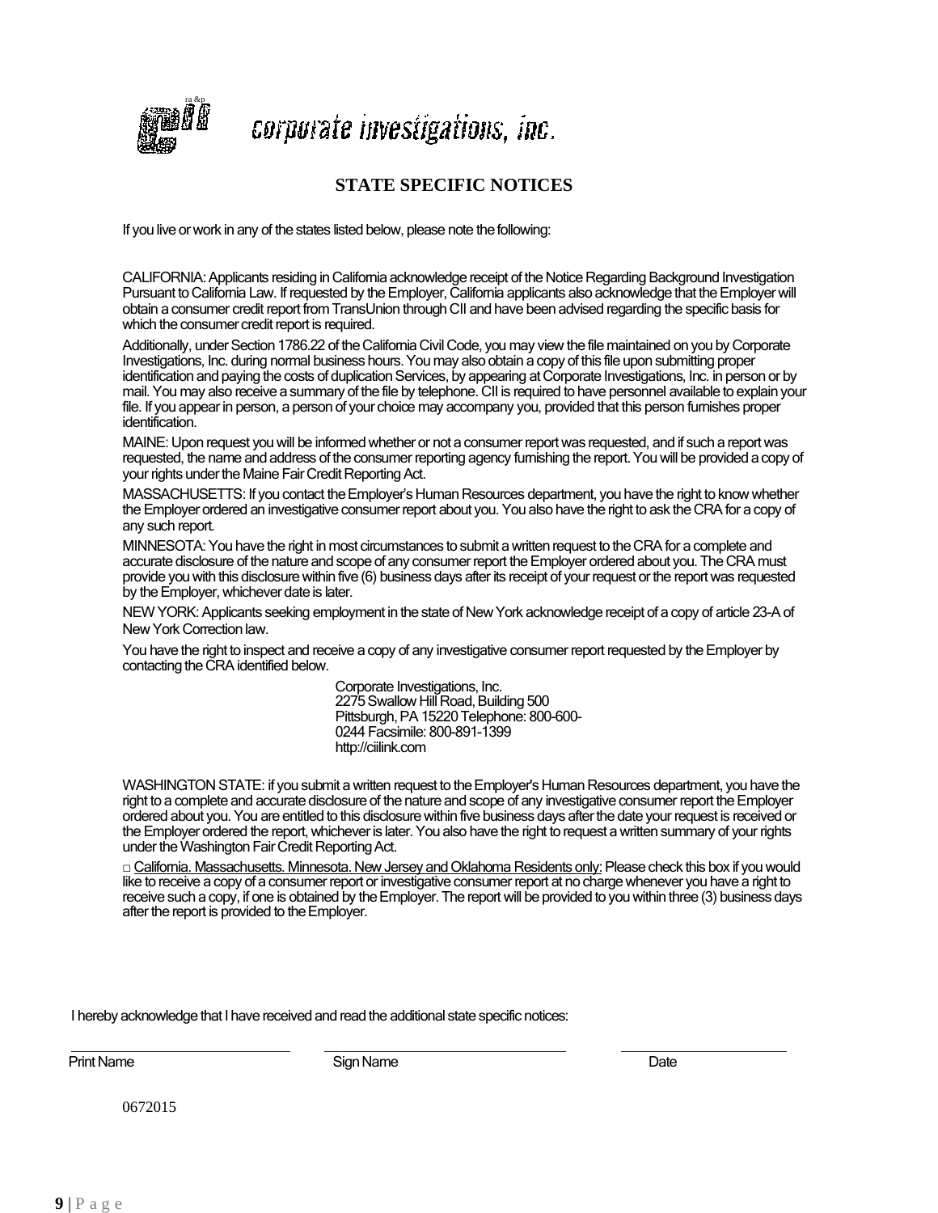corporate investigations, inc.

## STATE SPECIFIC NOTICES

If you live or work in any of the states listed below, please note the following:

CALIFORNIA: Applicants residing in California acknowledge receipt of the Notice Regarding Background Investigation Pursuant to California Law. If requested by the Employer, California applicants also acknowledge that the Employer will obtain a consumer credit report from TransUnion through CII and have been advised regarding the specific basis for which the consumer credit report is required.

Additionally, under Section 1786.22 of the California Civil Code, you may view the file maintained on you by Corporate Investigations, Inc. during normal business hours. You may also obtain a copy of this file upon submitting proper identification and paying the costs of duplication Services, by appearing at Corporate Investigations, Inc. in person or by mail. You may also receive a summary of the file by telephone. CII is required to have personnel available to explain your file. If you appear in person, a person of your choice may accompany you, provided that this person furnishes proper identification.

MAINE: Upon request you will be informed whether or not a consumer report was requested, and if such a report was requested, the name and address of the consumer reporting agency furnishing the report. You will be provided a copy of your rights under the Maine Fair Credit Reporting Act.

MASSACHUSETTS: If you contact the Employer's Human Resources department, you have the right to know whether the Employer ordered an investigative consumer report about you. You also have the right to ask the CRA for a copy of any such report.

MINNESOTA: You have the right in most circumstances to submit a written request to the CRA for a complete and accurate disclosure of the nature and scope of any consumer report the Employer ordered about you. The CRA must provide you with this disclosure within five (6) business days after its receipt of your request or the report was requested by the Employer, whichever date is later.

NEW YORK: Applicants seeking employment in the state of New York acknowledge receipt of a copy of article 23-A of New York Correction law.

You have the right to inspect and receive a copy of any investigative consumer report requested by the Employer by contacting the CRA identified below.

Corporate Investigations, Inc.
2275 Swallow Hill Road, Building 500
Pittsburgh, PA 15220 Telephone: 800-600-0244 Facsimile: 800-891-1399
http://ciilink.com

WASHINGTON STATE: if you submit a written request to the Employer's Human Resources department, you have the right to a complete and accurate disclosure of the nature and scope of any investigative consumer report the Employer ordered about you. You are entitled to this disclosure within five business days after the date your request is received or the Employer ordered the report, whichever is later. You also have the right to request a written summary of your rights under the Washington Fair Credit Reporting Act.

□ California. Massachusetts. Minnesota. New Jersey and Oklahoma Residents only: Please check this box if you would like to receive a copy of a consumer report or investigative consumer report at no charge whenever you have a right to receive such a copy, if one is obtained by the Employer. The report will be provided to you within three (3) business days after the report is provided to the Employer.

I hereby acknowledge that I have received and read the additional state specific notices:

| Print Name | Sign Name | Date |
|---|---|---|
| | | |

0672015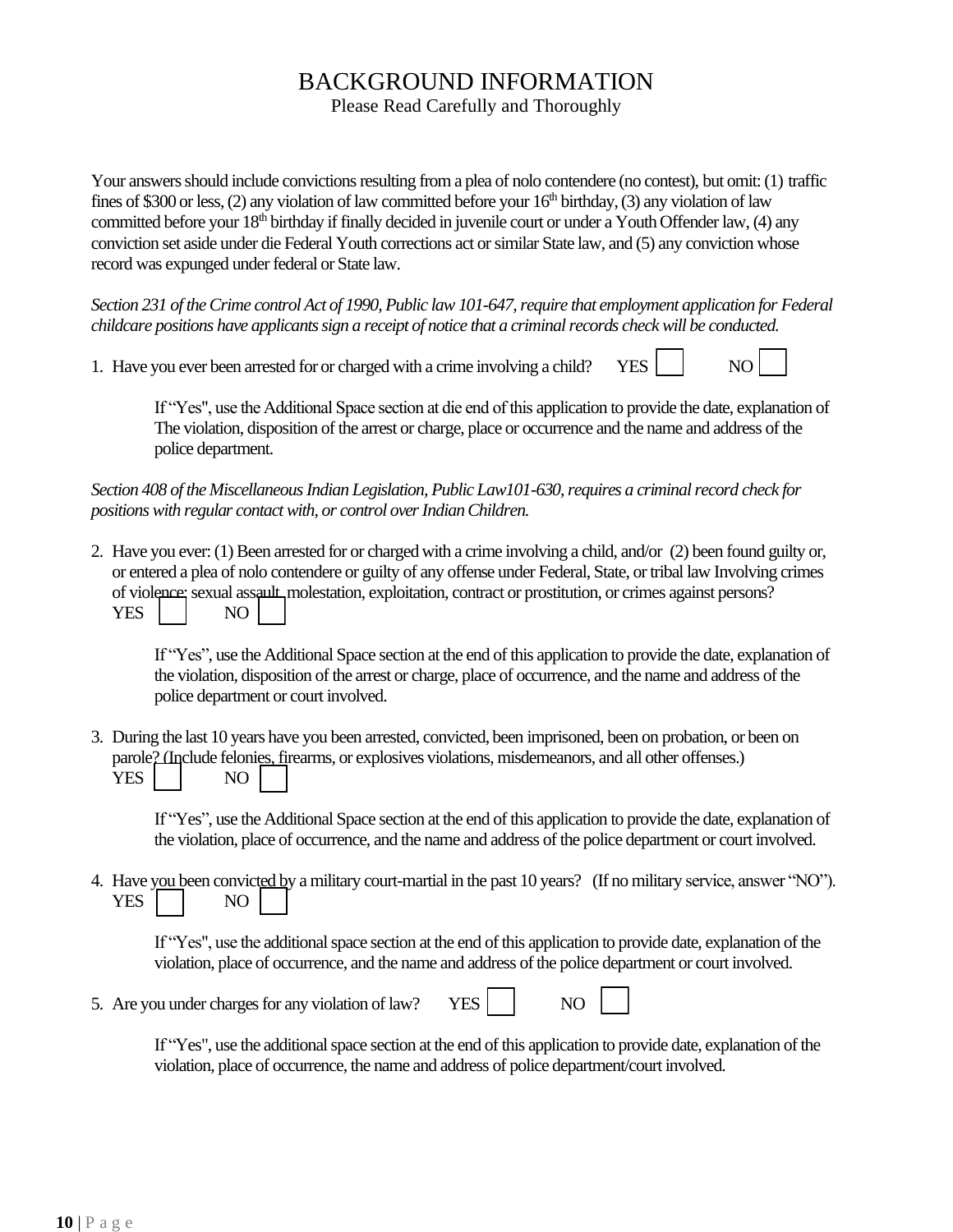# BACKGROUND INFORMATION

Please Read Carefully and Thoroughly

Your answers should include convictions resulting from a plea of nolo contendere (no contest), but omit: (1) traffic fines of $300 or less, (2) any violation of law committed before your 16th birthday, (3) any violation of law committed before your 18th birthday if finally decided in juvenile court or under a Youth Offender law, (4) any conviction set aside under die Federal Youth corrections act or similar State law, and (5) any conviction whose record was expunged under federal or State law.

*Section 231 of the Crime control Act of 1990, Public law 101-647, require that employment application for Federal childcare positions have applicants sign a receipt of notice that a criminal records check will be conducted.*

1. Have you ever been arrested for or charged with a crime involving a child? YES ☐ NO ☐

   If "Yes", use the Additional Space section at die end of this application to provide the date, explanation of The violation, disposition of the arrest or charge, place or occurrence and the name and address of the police department.

*Section 408 of the Miscellaneous Indian Legislation, Public Law101-630, requires a criminal record check for positions with regular contact with, or control over Indian Children.*

2. Have you ever: (1) Been arrested for or charged with a crime involving a child, and/or (2) been found guilty or, or entered a plea of nolo contendere or guilty of any offense under Federal, State, or tribal law Involving crimes of violence; sexual assault, molestation, exploitation, contract or prostitution, or crimes against persons?
   YES ☐ NO ☐

   If "Yes", use the Additional Space section at the end of this application to provide the date, explanation of the violation, disposition of the arrest or charge, place of occurrence, and the name and address of the police department or court involved.

3. During the last 10 years have you been arrested, convicted, been imprisoned, been on probation, or been on parole? (Include felonies, firearms, or explosives violations, misdemeanors, and all other offenses.)
   YES ☐ NO ☐

   If "Yes", use the Additional Space section at the end of this application to provide the date, explanation of the violation, place of occurrence, and the name and address of the police department or court involved.

4. Have you been convicted by a military court-martial in the past 10 years? (If no military service, answer "NO").
   YES ☐ NO ☐

   If "Yes", use the additional space section at the end of this application to provide date, explanation of the violation, place of occurrence, and the name and address of the police department or court involved.

5. Are you under charges for any violation of law? YES ☐ NO ☐

   If "Yes", use the additional space section at the end of this application to provide date, explanation of the violation, place of occurrence, the name and address of police department/court involved.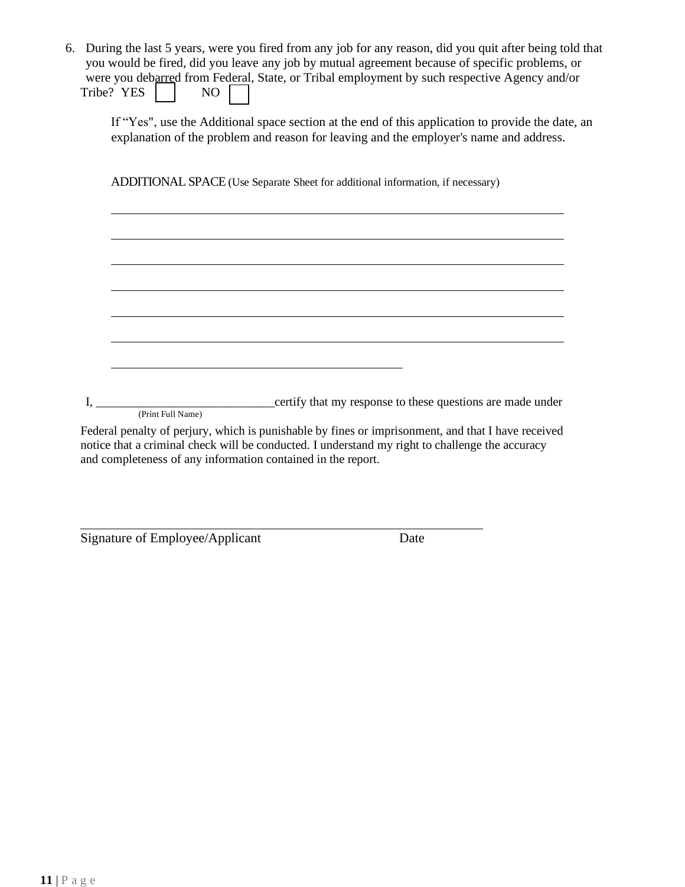6. During the last 5 years, were you fired from any job for any reason, did you quit after being told that you would be fired, did you leave any job by mutual agreement because of specific problems, or were you debarred from Federal, State, or Tribal employment by such respective Agency and/or Tribe? YES ☐ NO ☐

   If "Yes", use the Additional space section at the end of this application to provide the date, an explanation of the problem and reason for leaving and the employer's name and address.

   ADDITIONAL SPACE (Use Separate Sheet for additional information, if necessary)

   ______________________________________________________________________________

   ______________________________________________________________________________

   ______________________________________________________________________________

   ______________________________________________________________________________

   ______________________________________________________________________________

   ______________________________________________________________________________

   __________________________________________________

I, _____________________________ certify that my response to these questions are made under
(Print Full Name)

Federal penalty of perjury, which is punishable by fines or imprisonment, and that I have received notice that a criminal check will be conducted. I understand my right to challenge the accuracy and completeness of any information contained in the report.

______________________________________________________________________

Signature of Employee/Applicant Date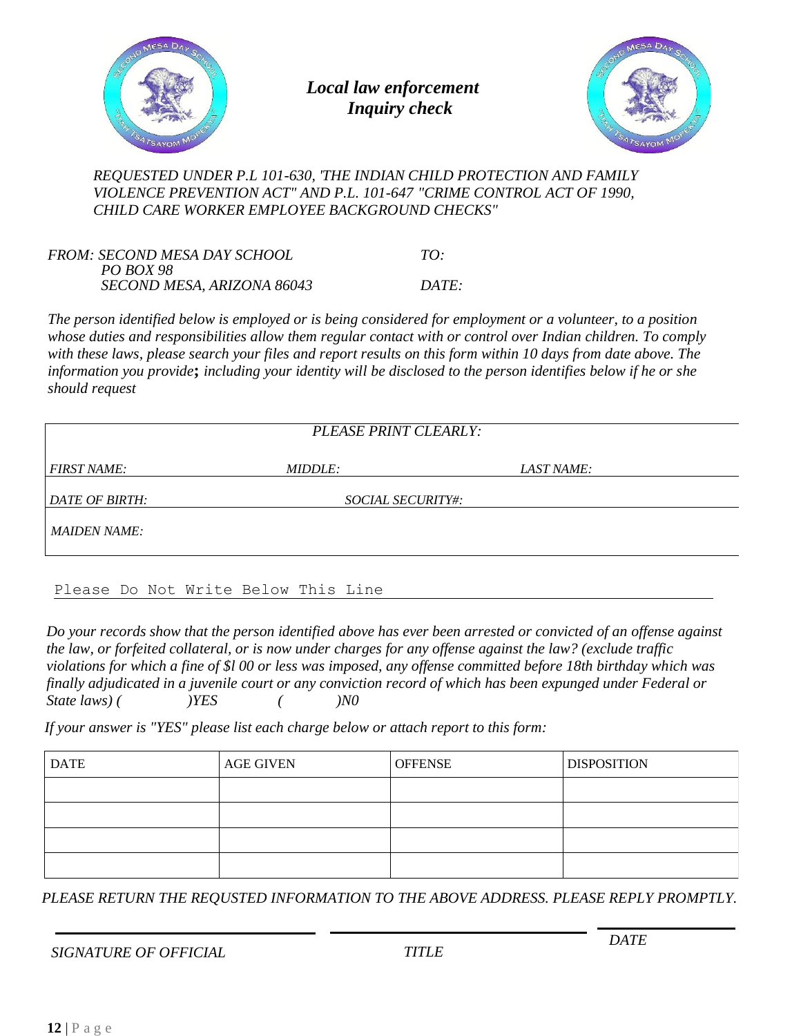# *Local law enforcement Inquiry check*

*REQUESTED UNDER P.L 101-630, 'THE INDIAN CHILD PROTECTION AND FAMILY VIOLENCE PREVENTION ACT" AND P.L. 101-647 "CRIME CONTROL ACT OF 1990, CHILD CARE WORKER EMPLOYEE BACKGROUND CHECKS"*

*FROM: SECOND MESA DAY SCHOOL*
*PO BOX 98*
*SECOND MESA, ARIZONA 86043*

*TO:*

*DATE:*

*The person identified below is employed or is being considered for employment or a volunteer, to a position whose duties and responsibilities allow them regular contact with or control over Indian children. To comply with these laws, please search your files and report results on this form within 10 days from date above. The information you provide**;** including your identity will be disclosed to the person identifies below if he or she should request*

| | | |
|---|---|---|
| *PLEASE PRINT CLEARLY:* | | |
| *FIRST NAME:* | *MIDDLE:* | *LAST NAME:* |
| *DATE OF BIRTH:* | *SOCIAL SECURITY#:* | |
| *MAIDEN NAME:* | | |

Please Do Not Write Below This Line

*Do your records show that the person identified above has ever been arrested or convicted of an offense against the law, or forfeited collateral, or is now under charges for any offense against the law? (exclude traffic violations for which a fine of $l 00 or less was imposed, any offense committed before 18th birthday which was finally adjudicated in a juvenile court or any conviction record of which has been expunged under Federal or State laws) (            )YES            (            )N0*

*If your answer is "YES" please list each charge below or attach report to this form:*

| DATE | AGE GIVEN | OFFENSE | DISPOSITION |
|---|---|---|---|
| | | | |
| | | | |
| | | | |
| | | | |

*PLEASE RETURN THE REQUSTED INFORMATION TO THE ABOVE ADDRESS. PLEASE REPLY PROMPTLY.*

*SIGNATURE OF OFFICIAL*

*TITLE*

*DATE*